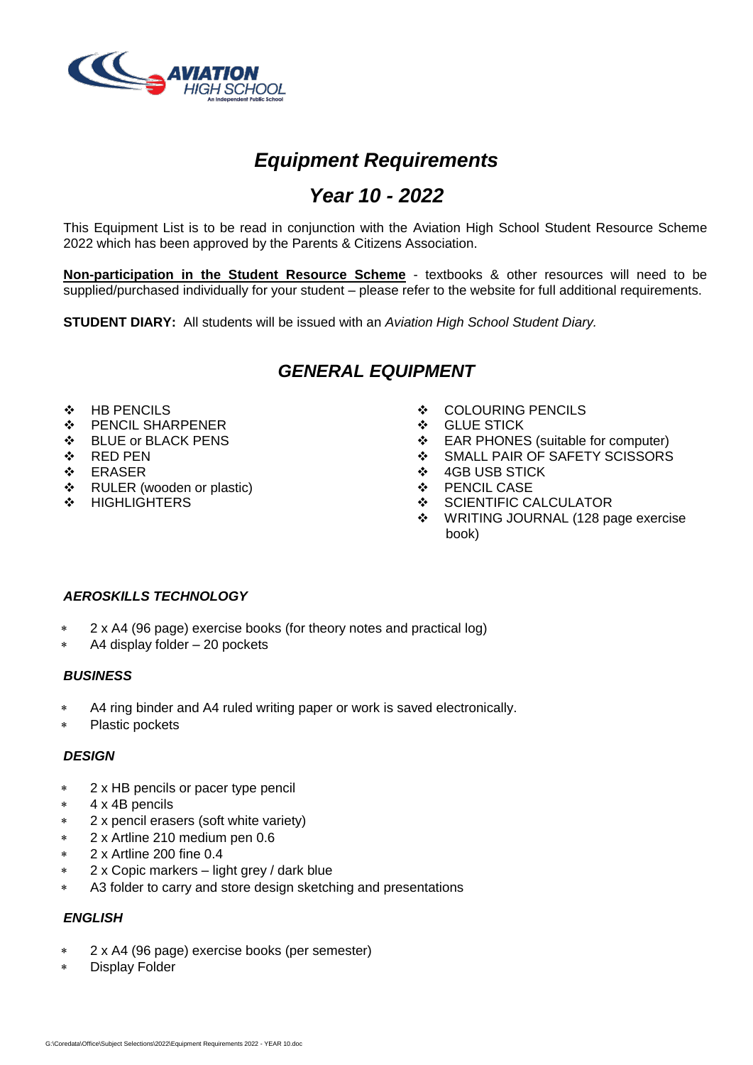# *Equipment Requirements*

## *Year 10 - 2022*

This Equipment List is to be read in conjunction with the Aviation High School Student Resource Scheme 2022 which has been approved by the Parents & Citizens Association.

**Non-participation in the Student Resource Scheme** - textbooks & other resources will need to be supplied/purchased individually for your student – please refer to the website for full additional requirements.

**STUDENT DIARY:** All students will be issued with an *Aviation High School Student Diary.*

## *GENERAL EQUIPMENT*

- HB PENCILS
- PENCIL SHARPENER
- BLUE or BLACK PENS
- RED PEN
- ERASER
- RULER (wooden or plastic)
- HIGHLIGHTERS
- COLOURING PENCILS
- GLUE STICK
- EAR PHONES (suitable for computer)
- SMALL PAIR OF SAFETY SCISSORS
- 4GB USB STICK
- PENCIL CASE
- SCIENTIFIC CALCULATOR
- WRITING JOURNAL (128 page exercise book)

### *AEROSKILLS TECHNOLOGY*

- 2 x A4 (96 page) exercise books (for theory notes and practical log)
- A4 display folder – 20 pockets

### *BUSINESS*

- A4 ring binder and A4 ruled writing paper or work is saved electronically.
- Plastic pockets

### *DESIGN*

- 2 x HB pencils or pacer type pencil
- 4 x 4B pencils
- 2 x pencil erasers (soft white variety)
- 2 x Artline 210 medium pen 0.6
- 2 x Artline 200 fine 0.4
- 2 x Copic markers – light grey / dark blue
- A3 folder to carry and store design sketching and presentations

### *ENGLISH*

- 2 x A4 (96 page) exercise books (per semester)
- Display Folder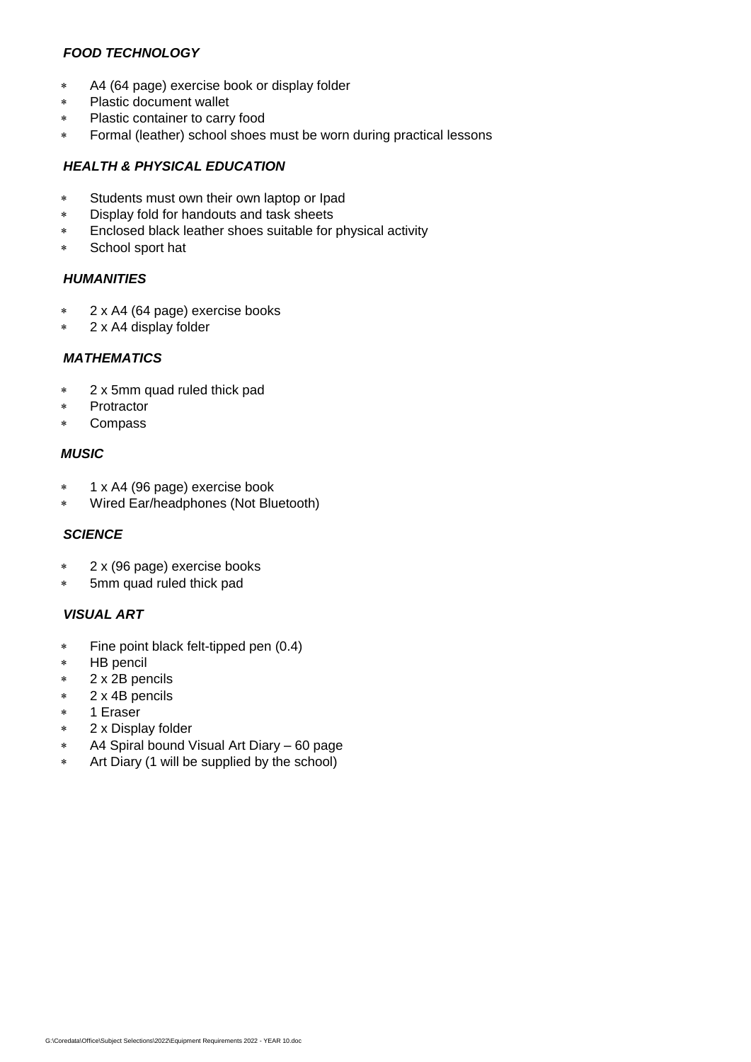### *FOOD TECHNOLOGY*

- A4 (64 page) exercise book or display folder
- Plastic document wallet
- Plastic container to carry food
- Formal (leather) school shoes must be worn during practical lessons

### *HEALTH & PHYSICAL EDUCATION*

- Students must own their own laptop or Ipad
- Display fold for handouts and task sheets
- Enclosed black leather shoes suitable for physical activity
- School sport hat

### *HUMANITIES*

- 2 x A4 (64 page) exercise books
- 2 x A4 display folder

### *MATHEMATICS*

- 2 x 5mm quad ruled thick pad
- Protractor
- Compass

### *MUSIC*

- 1 x A4 (96 page) exercise book
- Wired Ear/headphones (Not Bluetooth)

### *SCIENCE*

- 2 x (96 page) exercise books
- 5mm quad ruled thick pad

### *VISUAL ART*

- Fine point black felt-tipped pen (0.4)
- HB pencil
- 2 x 2B pencils
- 2 x 4B pencils
- 1 Eraser
- 2 x Display folder
- A4 Spiral bound Visual Art Diary – 60 page
- Art Diary (1 will be supplied by the school)